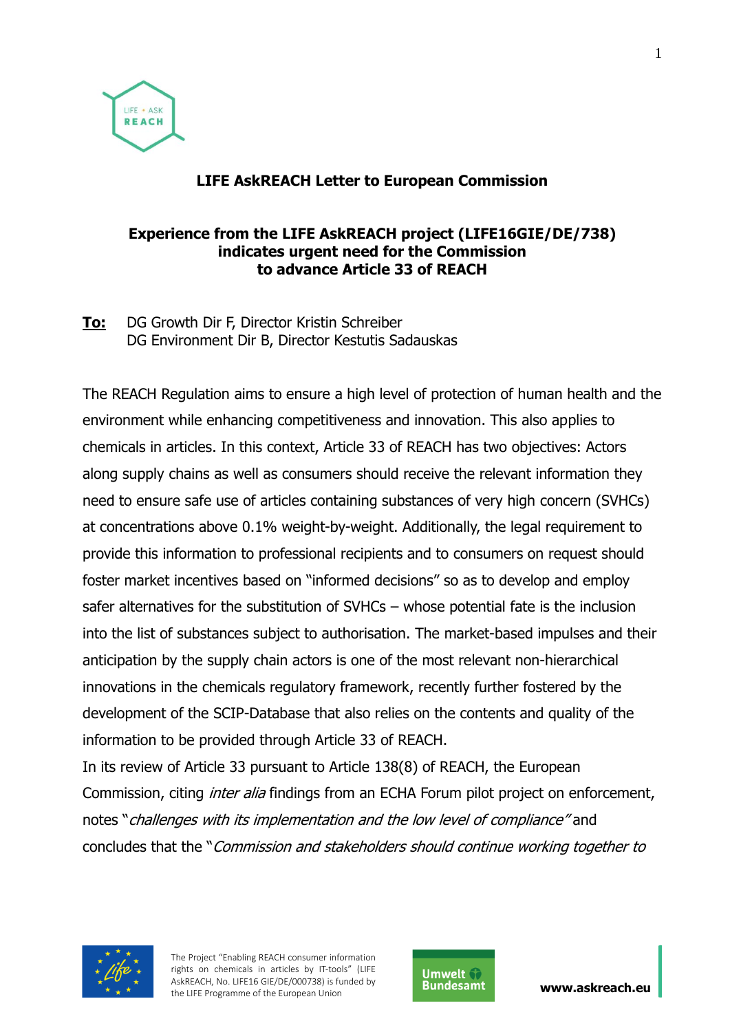**LIFE AskREACH Letter to European Commission**

**Experience from the LIFE AskREACH project (LIFE16GIE/DE/738) indicates urgent need for the Commission to advance Article 33 of REACH**

**To:** DG Growth Dir F, Director Kristin Schreiber
DG Environment Dir B, Director Kestutis Sadauskas

The REACH Regulation aims to ensure a high level of protection of human health and the environment while enhancing competitiveness and innovation. This also applies to chemicals in articles. In this context, Article 33 of REACH has two objectives: Actors along supply chains as well as consumers should receive the relevant information they need to ensure safe use of articles containing substances of very high concern (SVHCs) at concentrations above 0.1% weight-by-weight. Additionally, the legal requirement to provide this information to professional recipients and to consumers on request should foster market incentives based on "informed decisions" so as to develop and employ safer alternatives for the substitution of SVHCs – whose potential fate is the inclusion into the list of substances subject to authorisation. The market-based impulses and their anticipation by the supply chain actors is one of the most relevant non-hierarchical innovations in the chemicals regulatory framework, recently further fostered by the development of the SCIP-Database that also relies on the contents and quality of the information to be provided through Article 33 of REACH.
In its review of Article 33 pursuant to Article 138(8) of REACH, the European Commission, citing *inter alia* findings from an ECHA Forum pilot project on enforcement, notes "*challenges with its implementation and the low level of compliance"* and concludes that the "*Commission and stakeholders should continue working together to*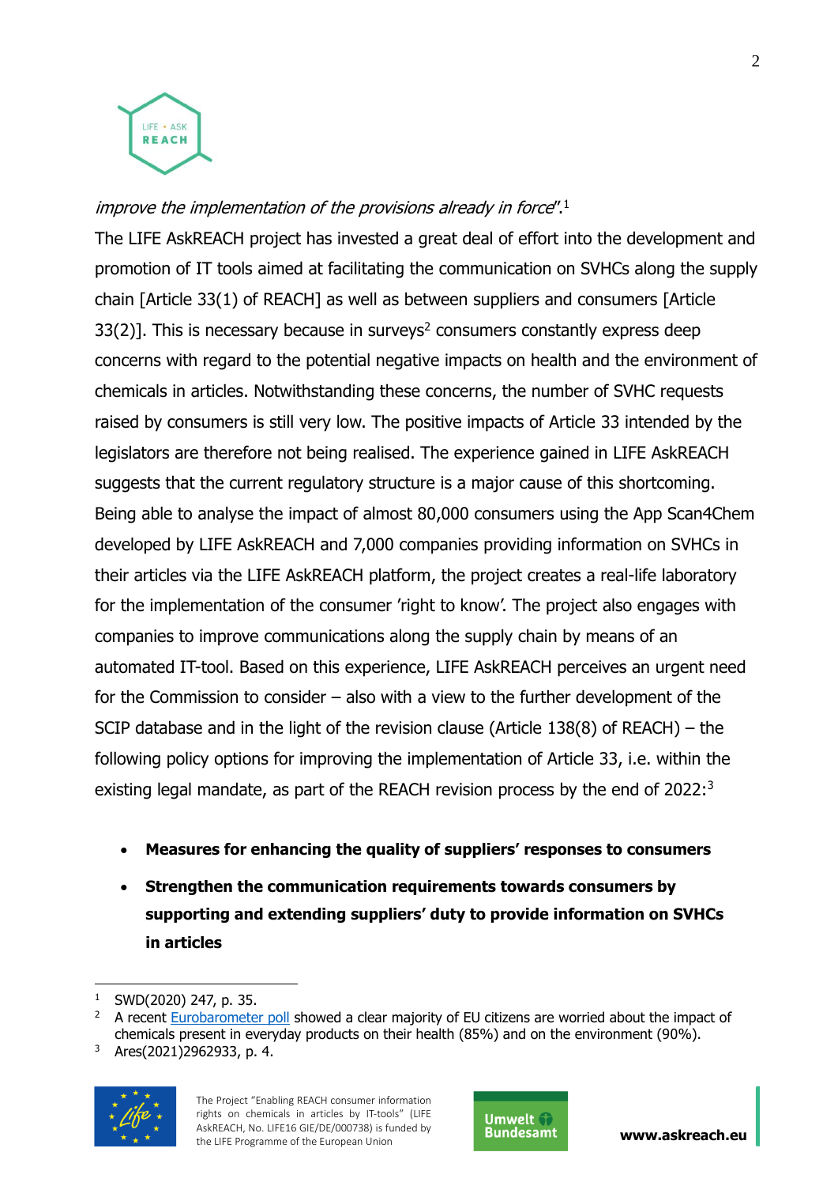*improve the implementation of the provisions already in force*".[1]

The LIFE AskREACH project has invested a great deal of effort into the development and promotion of IT tools aimed at facilitating the communication on SVHCs along the supply chain [Article 33(1) of REACH] as well as between suppliers and consumers [Article 33(2)]. This is necessary because in surveys[2] consumers constantly express deep concerns with regard to the potential negative impacts on health and the environment of chemicals in articles. Notwithstanding these concerns, the number of SVHC requests raised by consumers is still very low. The positive impacts of Article 33 intended by the legislators are therefore not being realised. The experience gained in LIFE AskREACH suggests that the current regulatory structure is a major cause of this shortcoming. Being able to analyse the impact of almost 80,000 consumers using the App Scan4Chem developed by LIFE AskREACH and 7,000 companies providing information on SVHCs in their articles via the LIFE AskREACH platform, the project creates a real-life laboratory for the implementation of the consumer 'right to know'. The project also engages with companies to improve communications along the supply chain by means of an automated IT-tool. Based on this experience, LIFE AskREACH perceives an urgent need for the Commission to consider – also with a view to the further development of the SCIP database and in the light of the revision clause (Article 138(8) of REACH) – the following policy options for improving the implementation of Article 33, i.e. within the existing legal mandate, as part of the REACH revision process by the end of 2022:[3]

- **Measures for enhancing the quality of suppliers' responses to consumers**
- **Strengthen the communication requirements towards consumers by supporting and extending suppliers' duty to provide information on SVHCs in articles**

---

[1] SWD(2020) 247, p. 35.

[2] A recent Eurobarometer poll showed a clear majority of EU citizens are worried about the impact of chemicals present in everyday products on their health (85%) and on the environment (90%).

[3] Ares(2021)2962933, p. 4.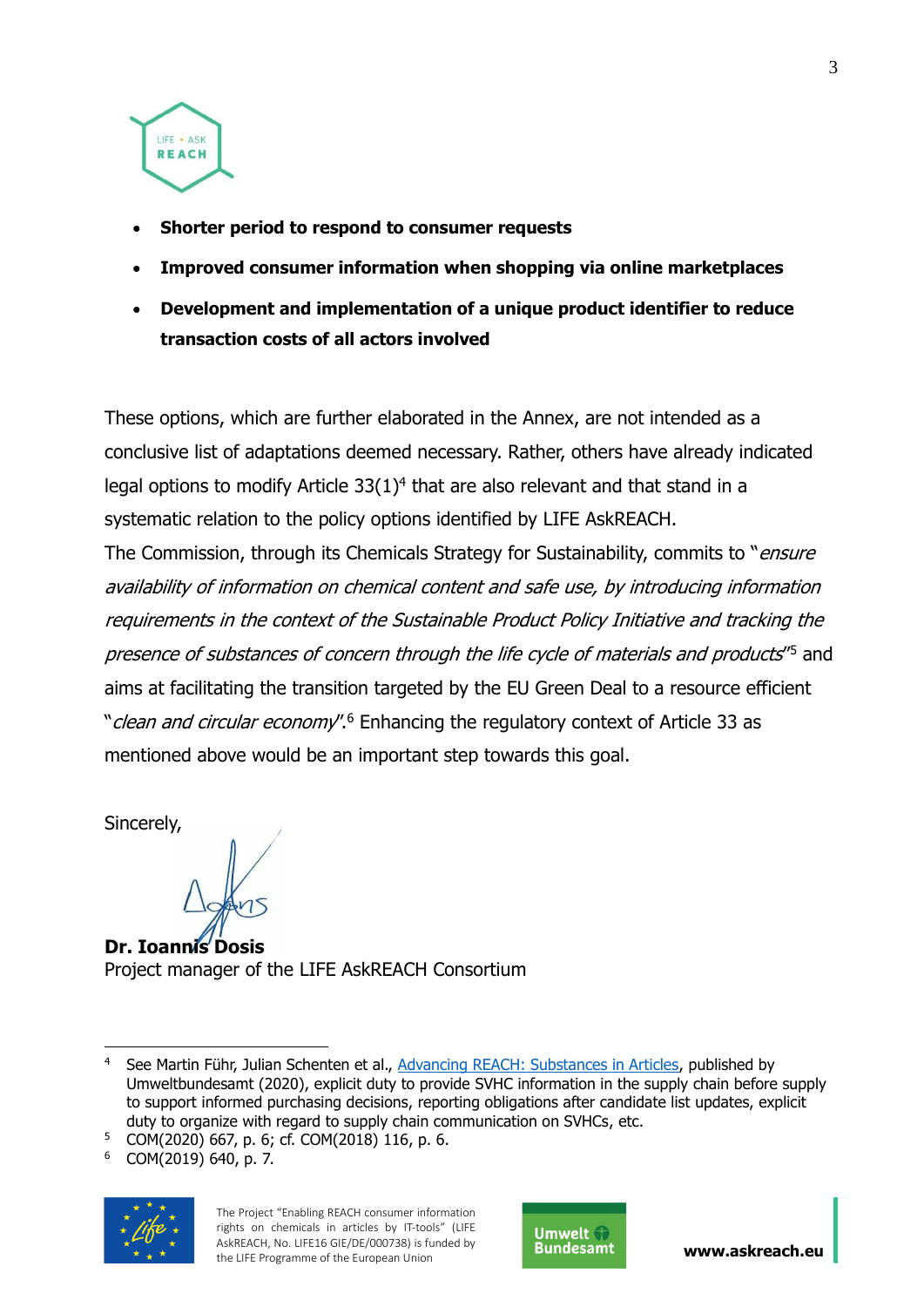- **Shorter period to respond to consumer requests**
- **Improved consumer information when shopping via online marketplaces**
- **Development and implementation of a unique product identifier to reduce transaction costs of all actors involved**

These options, which are further elaborated in the Annex, are not intended as a conclusive list of adaptations deemed necessary. Rather, others have already indicated legal options to modify Article 33(1)[4] that are also relevant and that stand in a systematic relation to the policy options identified by LIFE AskREACH.

The Commission, through its Chemicals Strategy for Sustainability, commits to "*ensure availability of information on chemical content and safe use, by introducing information requirements in the context of the Sustainable Product Policy Initiative and tracking the presence of substances of concern through the life cycle of materials and products*"[5] and aims at facilitating the transition targeted by the EU Green Deal to a resource efficient "*clean and circular economy*".[6] Enhancing the regulatory context of Article 33 as mentioned above would be an important step towards this goal.

Sincerely,

**Dr. Ioannis Dosis**
Project manager of the LIFE AskREACH Consortium

---

[4] See Martin Führ, Julian Schenten et al., Advancing REACH: Substances in Articles, published by Umweltbundesamt (2020), explicit duty to provide SVHC information in the supply chain before supply to support informed purchasing decisions, reporting obligations after candidate list updates, explicit duty to organize with regard to supply chain communication on SVHCs, etc.

[5] COM(2020) 667, p. 6; cf. COM(2018) 116, p. 6.

[6] COM(2019) 640, p. 7.

The Project "Enabling REACH consumer information rights on chemicals in articles by IT-tools" (LIFE AskREACH, No. LIFE16 GIE/DE/000738) is funded by the LIFE Programme of the European Union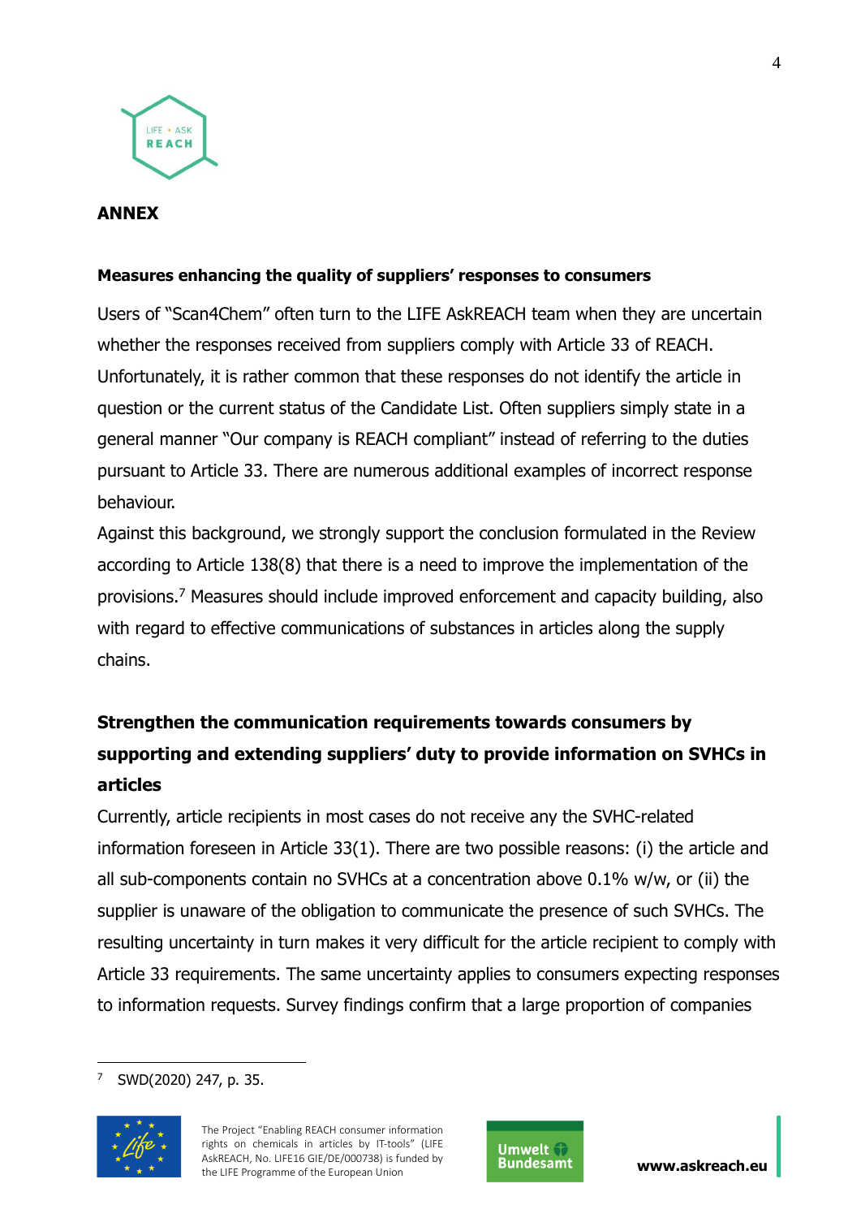## ANNEX

**Measures enhancing the quality of suppliers' responses to consumers**

Users of "Scan4Chem" often turn to the LIFE AskREACH team when they are uncertain whether the responses received from suppliers comply with Article 33 of REACH. Unfortunately, it is rather common that these responses do not identify the article in question or the current status of the Candidate List. Often suppliers simply state in a general manner "Our company is REACH compliant" instead of referring to the duties pursuant to Article 33. There are numerous additional examples of incorrect response behaviour.

Against this background, we strongly support the conclusion formulated in the Review according to Article 138(8) that there is a need to improve the implementation of the provisions.[7] Measures should include improved enforcement and capacity building, also with regard to effective communications of substances in articles along the supply chains.

### Strengthen the communication requirements towards consumers by supporting and extending suppliers' duty to provide information on SVHCs in articles

Currently, article recipients in most cases do not receive any the SVHC-related information foreseen in Article 33(1). There are two possible reasons: (i) the article and all sub-components contain no SVHCs at a concentration above 0.1% w/w, or (ii) the supplier is unaware of the obligation to communicate the presence of such SVHCs. The resulting uncertainty in turn makes it very difficult for the article recipient to comply with Article 33 requirements. The same uncertainty applies to consumers expecting responses to information requests. Survey findings confirm that a large proportion of companies

---

[7] SWD(2020) 247, p. 35.

The Project "Enabling REACH consumer information rights on chemicals in articles by IT-tools" (LIFE AskREACH, No. LIFE16 GIE/DE/000738) is funded by the LIFE Programme of the European Union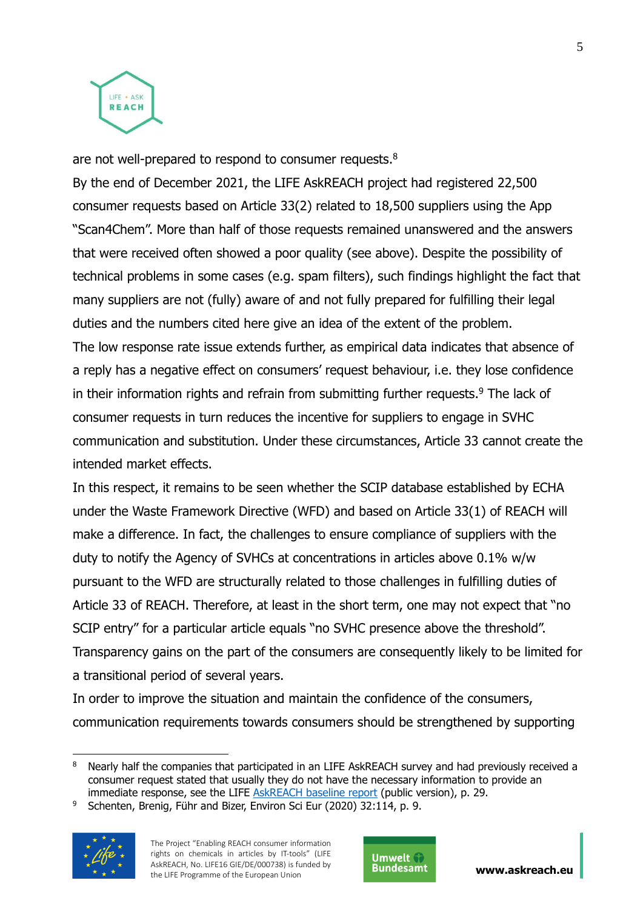are not well-prepared to respond to consumer requests.[8]

By the end of December 2021, the LIFE AskREACH project had registered 22,500 consumer requests based on Article 33(2) related to 18,500 suppliers using the App "Scan4Chem". More than half of those requests remained unanswered and the answers that were received often showed a poor quality (see above). Despite the possibility of technical problems in some cases (e.g. spam filters), such findings highlight the fact that many suppliers are not (fully) aware of and not fully prepared for fulfilling their legal duties and the numbers cited here give an idea of the extent of the problem.

The low response rate issue extends further, as empirical data indicates that absence of a reply has a negative effect on consumers' request behaviour, i.e. they lose confidence in their information rights and refrain from submitting further requests.[9] The lack of consumer requests in turn reduces the incentive for suppliers to engage in SVHC communication and substitution. Under these circumstances, Article 33 cannot create the intended market effects.

In this respect, it remains to be seen whether the SCIP database established by ECHA under the Waste Framework Directive (WFD) and based on Article 33(1) of REACH will make a difference. In fact, the challenges to ensure compliance of suppliers with the duty to notify the Agency of SVHCs at concentrations in articles above 0.1% w/w pursuant to the WFD are structurally related to those challenges in fulfilling duties of Article 33 of REACH. Therefore, at least in the short term, one may not expect that "no SCIP entry" for a particular article equals "no SVHC presence above the threshold". Transparency gains on the part of the consumers are consequently likely to be limited for a transitional period of several years.

In order to improve the situation and maintain the confidence of the consumers, communication requirements towards consumers should be strengthened by supporting

---

[8] Nearly half the companies that participated in an LIFE AskREACH survey and had previously received a consumer request stated that usually they do not have the necessary information to provide an immediate response, see the LIFE AskREACH baseline report (public version), p. 29.

[9] Schenten, Brenig, Führ and Bizer, Environ Sci Eur (2020) 32:114, p. 9.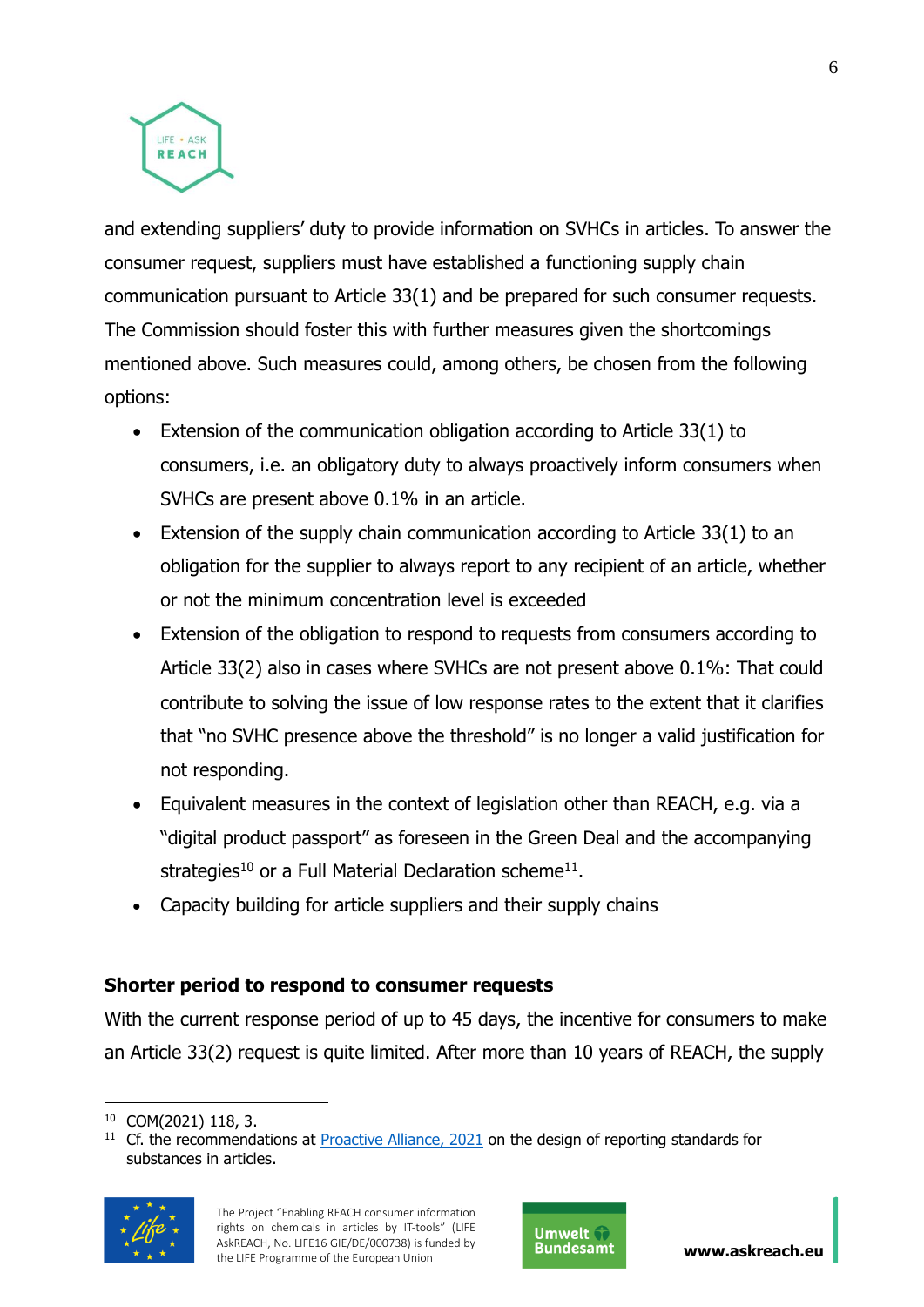and extending suppliers' duty to provide information on SVHCs in articles. To answer the consumer request, suppliers must have established a functioning supply chain communication pursuant to Article 33(1) and be prepared for such consumer requests. The Commission should foster this with further measures given the shortcomings mentioned above. Such measures could, among others, be chosen from the following options:

- Extension of the communication obligation according to Article 33(1) to consumers, i.e. an obligatory duty to always proactively inform consumers when SVHCs are present above 0.1% in an article.
- Extension of the supply chain communication according to Article 33(1) to an obligation for the supplier to always report to any recipient of an article, whether or not the minimum concentration level is exceeded
- Extension of the obligation to respond to requests from consumers according to Article 33(2) also in cases where SVHCs are not present above 0.1%: That could contribute to solving the issue of low response rates to the extent that it clarifies that "no SVHC presence above the threshold" is no longer a valid justification for not responding.
- Equivalent measures in the context of legislation other than REACH, e.g. via a "digital product passport" as foreseen in the Green Deal and the accompanying strategies[10] or a Full Material Declaration scheme[11].
- Capacity building for article suppliers and their supply chains

**Shorter period to respond to consumer requests**

With the current response period of up to 45 days, the incentive for consumers to make an Article 33(2) request is quite limited. After more than 10 years of REACH, the supply

---

[10] COM(2021) 118, 3.

[11] Cf. the recommendations at Proactive Alliance, 2021 on the design of reporting standards for substances in articles.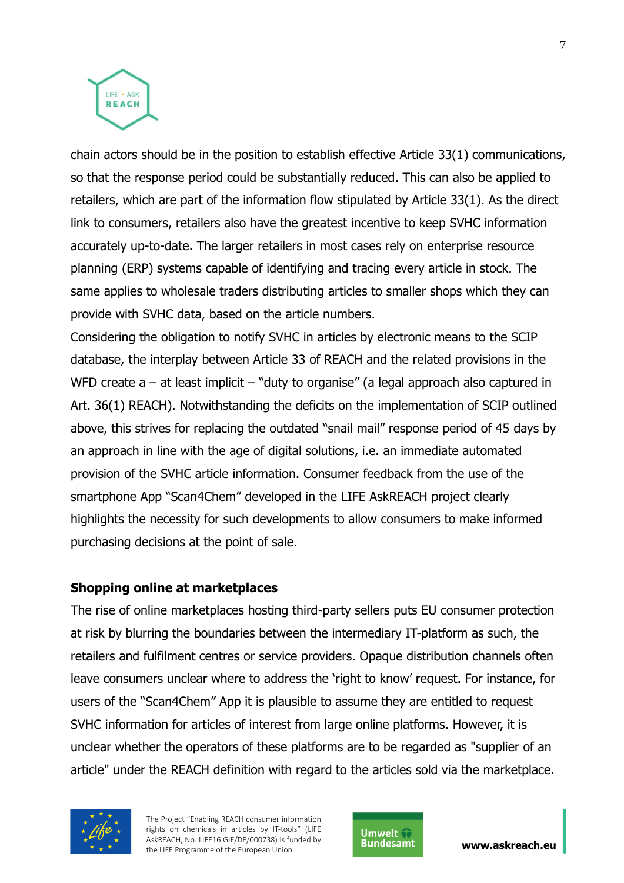chain actors should be in the position to establish effective Article 33(1) communications, so that the response period could be substantially reduced. This can also be applied to retailers, which are part of the information flow stipulated by Article 33(1). As the direct link to consumers, retailers also have the greatest incentive to keep SVHC information accurately up-to-date. The larger retailers in most cases rely on enterprise resource planning (ERP) systems capable of identifying and tracing every article in stock. The same applies to wholesale traders distributing articles to smaller shops which they can provide with SVHC data, based on the article numbers.

Considering the obligation to notify SVHC in articles by electronic means to the SCIP database, the interplay between Article 33 of REACH and the related provisions in the WFD create a – at least implicit – "duty to organise" (a legal approach also captured in Art. 36(1) REACH). Notwithstanding the deficits on the implementation of SCIP outlined above, this strives for replacing the outdated "snail mail" response period of 45 days by an approach in line with the age of digital solutions, i.e. an immediate automated provision of the SVHC article information. Consumer feedback from the use of the smartphone App "Scan4Chem" developed in the LIFE AskREACH project clearly highlights the necessity for such developments to allow consumers to make informed purchasing decisions at the point of sale.

## Shopping online at marketplaces

The rise of online marketplaces hosting third-party sellers puts EU consumer protection at risk by blurring the boundaries between the intermediary IT-platform as such, the retailers and fulfilment centres or service providers. Opaque distribution channels often leave consumers unclear where to address the 'right to know' request. For instance, for users of the "Scan4Chem" App it is plausible to assume they are entitled to request SVHC information for articles of interest from large online platforms. However, it is unclear whether the operators of these platforms are to be regarded as "supplier of an article" under the REACH definition with regard to the articles sold via the marketplace.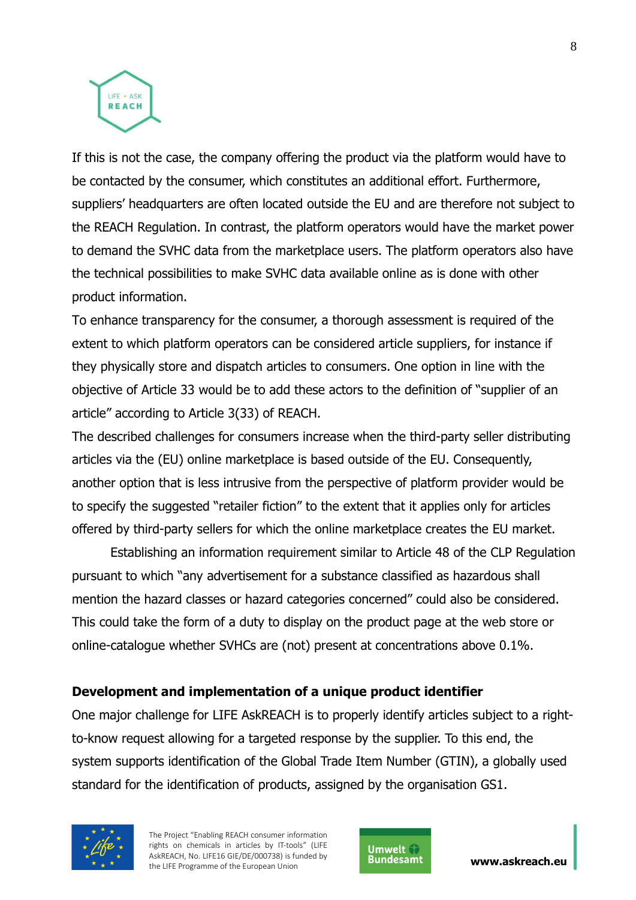If this is not the case, the company offering the product via the platform would have to be contacted by the consumer, which constitutes an additional effort. Furthermore, suppliers' headquarters are often located outside the EU and are therefore not subject to the REACH Regulation. In contrast, the platform operators would have the market power to demand the SVHC data from the marketplace users. The platform operators also have the technical possibilities to make SVHC data available online as is done with other product information.

To enhance transparency for the consumer, a thorough assessment is required of the extent to which platform operators can be considered article suppliers, for instance if they physically store and dispatch articles to consumers. One option in line with the objective of Article 33 would be to add these actors to the definition of "supplier of an article" according to Article 3(33) of REACH.

The described challenges for consumers increase when the third-party seller distributing articles via the (EU) online marketplace is based outside of the EU. Consequently, another option that is less intrusive from the perspective of platform provider would be to specify the suggested "retailer fiction" to the extent that it applies only for articles offered by third-party sellers for which the online marketplace creates the EU market.

Establishing an information requirement similar to Article 48 of the CLP Regulation pursuant to which "any advertisement for a substance classified as hazardous shall mention the hazard classes or hazard categories concerned" could also be considered. This could take the form of a duty to display on the product page at the web store or online-catalogue whether SVHCs are (not) present at concentrations above 0.1%.

**Development and implementation of a unique product identifier**

One major challenge for LIFE AskREACH is to properly identify articles subject to a right-to-know request allowing for a targeted response by the supplier. To this end, the system supports identification of the Global Trade Item Number (GTIN), a globally used standard for the identification of products, assigned by the organisation GS1.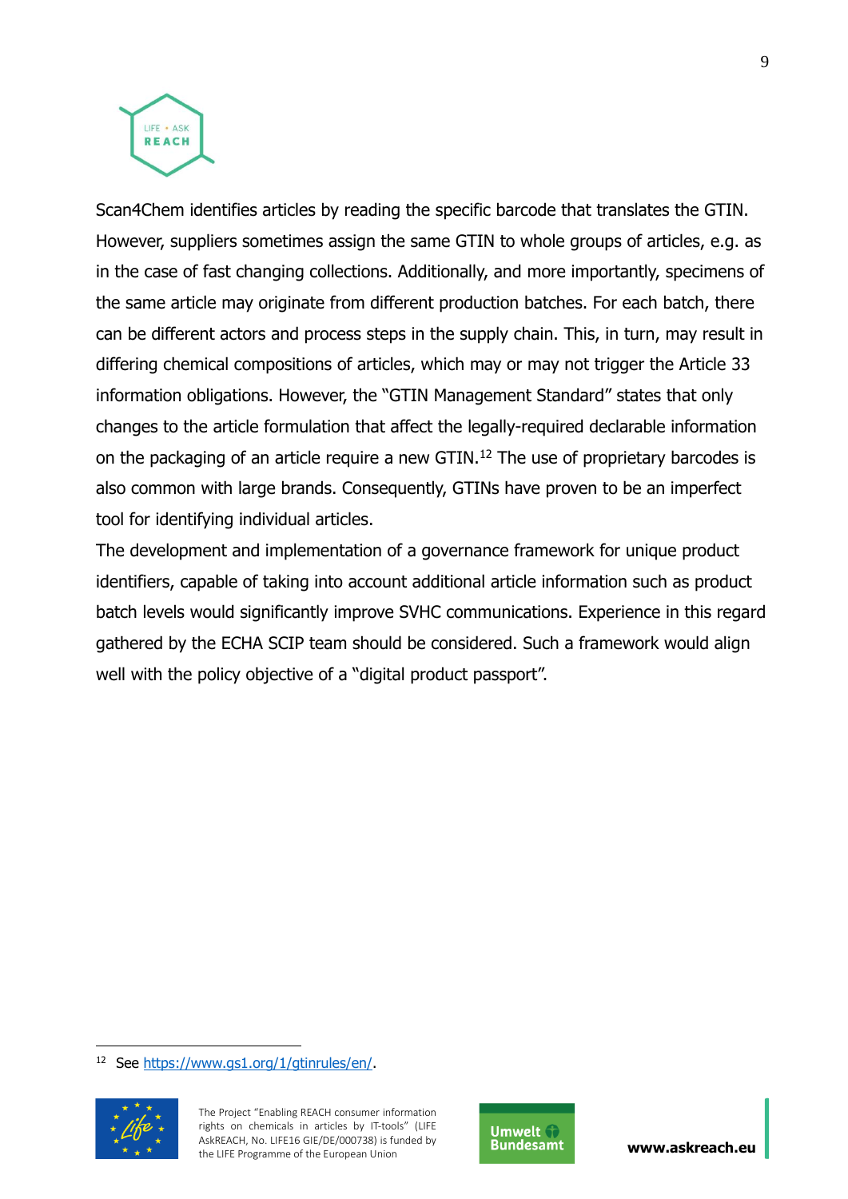Scan4Chem identifies articles by reading the specific barcode that translates the GTIN. However, suppliers sometimes assign the same GTIN to whole groups of articles, e.g. as in the case of fast changing collections. Additionally, and more importantly, specimens of the same article may originate from different production batches. For each batch, there can be different actors and process steps in the supply chain. This, in turn, may result in differing chemical compositions of articles, which may or may not trigger the Article 33 information obligations. However, the "GTIN Management Standard" states that only changes to the article formulation that affect the legally-required declarable information on the packaging of an article require a new GTIN.[12] The use of proprietary barcodes is also common with large brands. Consequently, GTINs have proven to be an imperfect tool for identifying individual articles.

The development and implementation of a governance framework for unique product identifiers, capable of taking into account additional article information such as product batch levels would significantly improve SVHC communications. Experience in this regard gathered by the ECHA SCIP team should be considered. Such a framework would align well with the policy objective of a "digital product passport".

[12] See https://www.gs1.org/1/gtinrules/en/.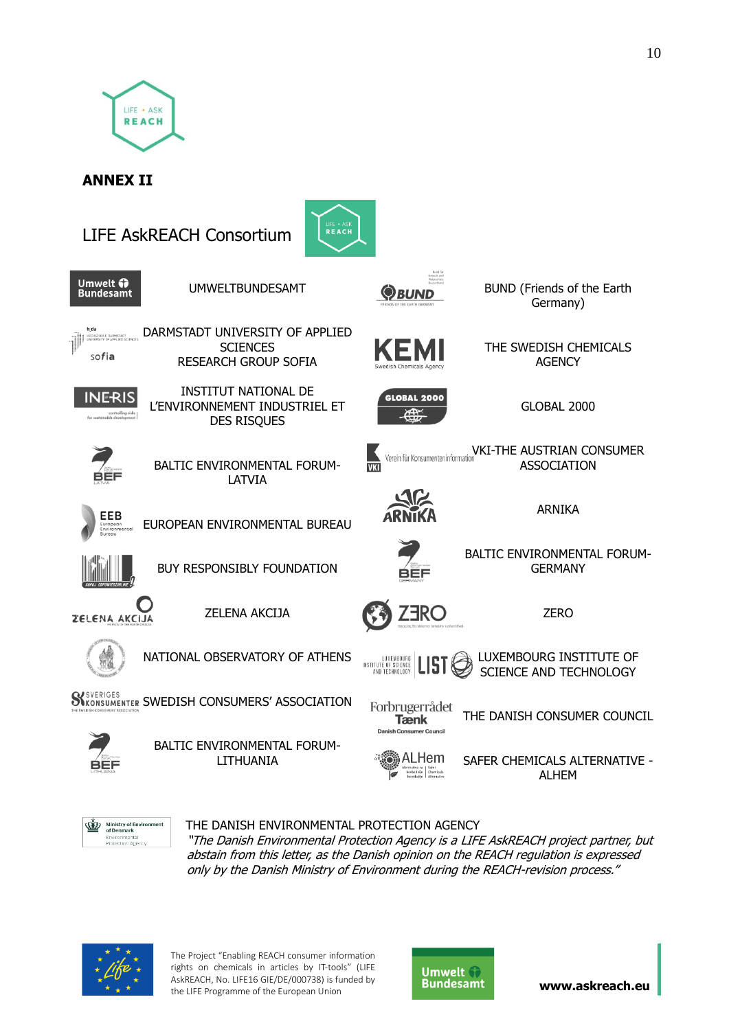## ANNEX II

### LIFE AskREACH Consortium

| | |
|---|---|
| UMWELTBUNDESAMT | BUND (Friends of the Earth Germany) |
| DARMSTADT UNIVERSITY OF APPLIED SCIENCES RESEARCH GROUP SOFIA | THE SWEDISH CHEMICALS AGENCY |
| INSTITUT NATIONAL DE L'ENVIRONNEMENT INDUSTRIEL ET DES RISQUES | GLOBAL 2000 |
| BALTIC ENVIRONMENTAL FORUM-LATVIA | VKI-THE AUSTRIAN CONSUMER ASSOCIATION |
| EUROPEAN ENVIRONMENTAL BUREAU | ARNIKA |
| BUY RESPONSIBLY FOUNDATION | BALTIC ENVIRONMENTAL FORUM-GERMANY |
| ZELENA AKCIJA | ZERO |
| NATIONAL OBSERVATORY OF ATHENS | LUXEMBOURG INSTITUTE OF SCIENCE AND TECHNOLOGY |
| SWEDISH CONSUMERS' ASSOCIATION | THE DANISH CONSUMER COUNCIL |
| BALTIC ENVIRONMENTAL FORUM-LITHUANIA | SAFER CHEMICALS ALTERNATIVE - ALHEM |

THE DANISH ENVIRONMENTAL PROTECTION AGENCY

*"The Danish Environmental Protection Agency is a LIFE AskREACH project partner, but abstain from this letter, as the Danish opinion on the REACH regulation is expressed only by the Danish Ministry of Environment during the REACH-revision process."*

The Project "Enabling REACH consumer information rights on chemicals in articles by IT-tools" (LIFE AskREACH, No. LIFE16 GIE/DE/000738) is funded by the LIFE Programme of the European Union

www.askreach.eu